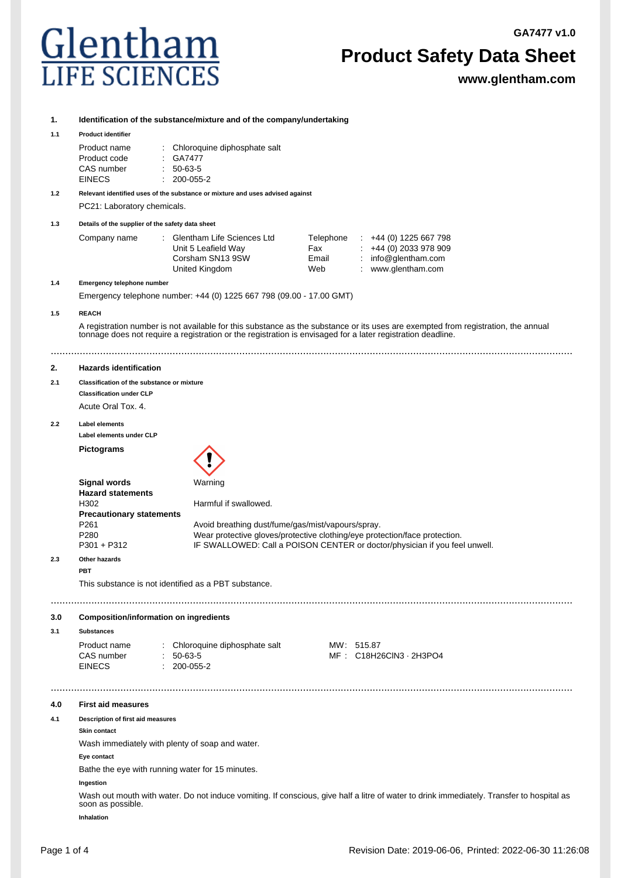# Glentham LIFE SCIENCES

**GA7477 v1.0**

# Product Safety Data Sheet

**www.glentham.com**

## 1. Identification of the substance/mixture and of the company/undertaking

### 1.1 Product identifier

| | | |
|---|---|---|
| Product name | : | Chloroquine diphosphate salt |
| Product code | : | GA7477 |
| CAS number | : | 50-63-5 |
| EINECS | : | 200-055-2 |

### 1.2 Relevant identified uses of the substance or mixture and uses advised against

PC21: Laboratory chemicals.

### 1.3 Details of the supplier of the safety data sheet

| | | | | | |
|---|---|---|---|---|---|
| Company name | : | Glentham Life Sciences Ltd<br>Unit 5 Leafield Way<br>Corsham SN13 9SW<br>United Kingdom | Telephone<br>Fax<br>Email<br>Web | :<br>:<br>:<br>: | +44 (0) 1225 667 798<br>+44 (0) 2033 978 909<br>info@glentham.com<br>www.glentham.com |

### 1.4 Emergency telephone number

Emergency telephone number: +44 (0) 1225 667 798 (09.00 - 17.00 GMT)

### 1.5 REACH

A registration number is not available for this substance as the substance or its uses are exempted from registration, the annual tonnage does not require a registration or the registration is envisaged for a later registration deadline.

## 2. Hazards identification

### 2.1 Classification of the substance or mixture

**Classification under CLP**

Acute Oral Tox. 4.

### 2.2 Label elements

**Label elements under CLP**

**Pictograms**

**Signal words** Warning

**Hazard statements**

| | |
|---|---|
| H302 | Harmful if swallowed. |

**Precautionary statements**

| | |
|---|---|
| P261 | Avoid breathing dust/fume/gas/mist/vapours/spray. |
| P280 | Wear protective gloves/protective clothing/eye protection/face protection. |
| P301 + P312 | IF SWALLOWED: Call a POISON CENTER or doctor/physician if you feel unwell. |

### 2.3 Other hazards

**PBT**

This substance is not identified as a PBT substance.

## 3.0 Composition/information on ingredients

### 3.1 Substances

| | | | | |
|---|---|---|---|---|
| Product name | : | Chloroquine diphosphate salt | MW: | 515.87 |
| CAS number | : | 50-63-5 | MF : | $C_{18}H_{26}ClN_3 \cdot 2H_3PO_4$ |
| EINECS | : | 200-055-2 | | |

## 4.0 First aid measures

### 4.1 Description of first aid measures

**Skin contact**

Wash immediately with plenty of soap and water.

**Eye contact**

Bathe the eye with running water for 15 minutes.

**Ingestion**

Wash out mouth with water. Do not induce vomiting. If conscious, give half a litre of water to drink immediately. Transfer to hospital as soon as possible.

**Inhalation**

Revision Date: 2019-06-06, Printed: 2022-06-30 11:26:08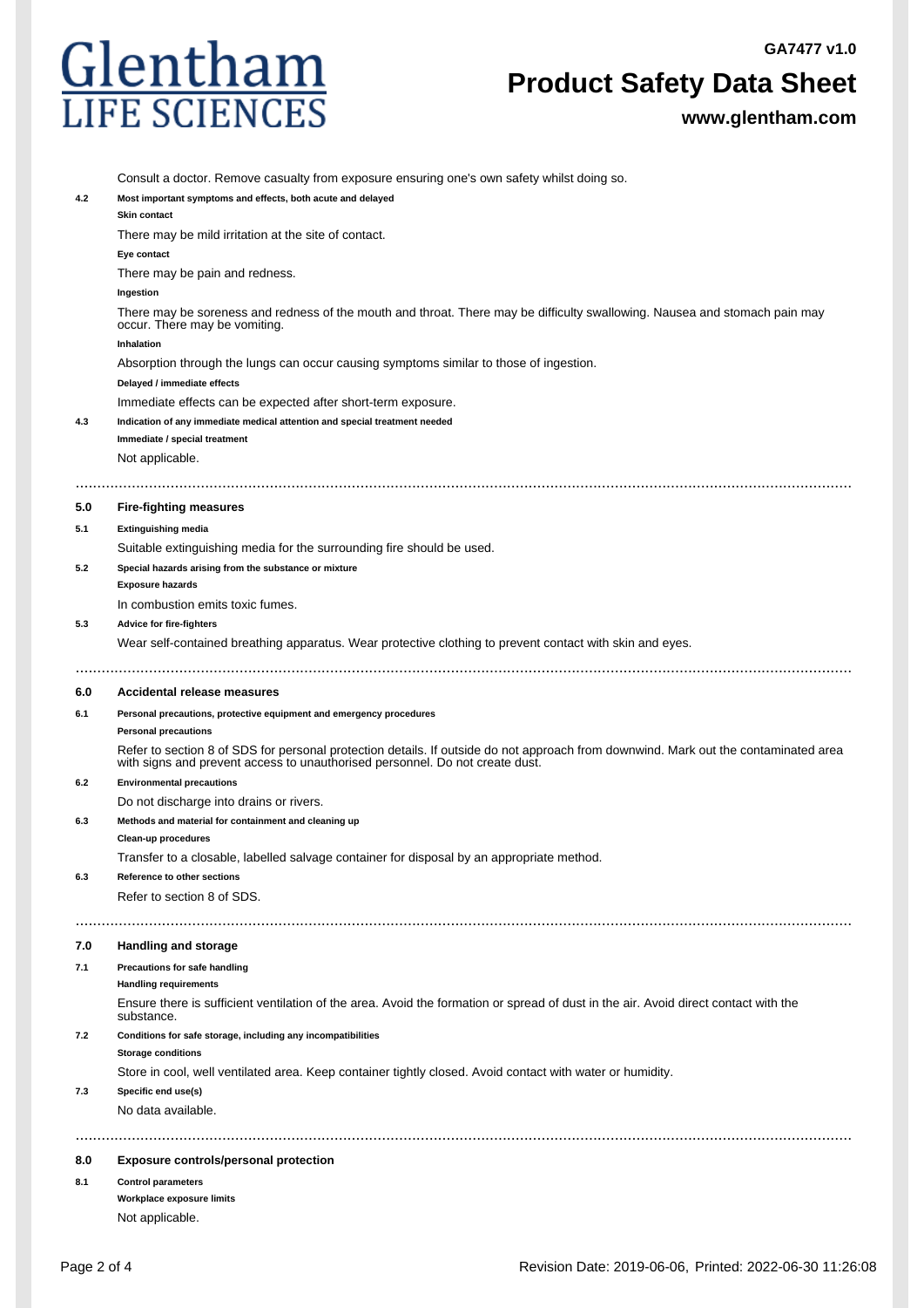Consult a doctor. Remove casualty from exposure ensuring one's own safety whilst doing so.

**4.2 Most important symptoms and effects, both acute and delayed**

**Skin contact**

There may be mild irritation at the site of contact.

**Eye contact**

There may be pain and redness.

**Ingestion**

There may be soreness and redness of the mouth and throat. There may be difficulty swallowing. Nausea and stomach pain may occur. There may be vomiting.

**Inhalation**

Absorption through the lungs can occur causing symptoms similar to those of ingestion.

**Delayed / immediate effects**

Immediate effects can be expected after short-term exposure.

**4.3 Indication of any immediate medical attention and special treatment needed**

**Immediate / special treatment**

Not applicable.

## 5.0 Fire-fighting measures

**5.1 Extinguishing media**

Suitable extinguishing media for the surrounding fire should be used.

**5.2 Special hazards arising from the substance or mixture**

**Exposure hazards**

In combustion emits toxic fumes.

**5.3 Advice for fire-fighters**

Wear self-contained breathing apparatus. Wear protective clothing to prevent contact with skin and eyes.

## 6.0 Accidental release measures

**6.1 Personal precautions, protective equipment and emergency procedures**

**Personal precautions**

Refer to section 8 of SDS for personal protection details. If outside do not approach from downwind. Mark out the contaminated area with signs and prevent access to unauthorised personnel. Do not create dust.

**6.2 Environmental precautions**

Do not discharge into drains or rivers.

**6.3 Methods and material for containment and cleaning up**

**Clean-up procedures**

Transfer to a closable, labelled salvage container for disposal by an appropriate method.

**6.3 Reference to other sections**

Refer to section 8 of SDS.

## 7.0 Handling and storage

**7.1 Precautions for safe handling**

**Handling requirements**

Ensure there is sufficient ventilation of the area. Avoid the formation or spread of dust in the air. Avoid direct contact with the substance.

**7.2 Conditions for safe storage, including any incompatibilities**

**Storage conditions**

Store in cool, well ventilated area. Keep container tightly closed. Avoid contact with water or humidity.

**7.3 Specific end use(s)**

No data available.

## 8.0 Exposure controls/personal protection

**8.1 Control parameters**

**Workplace exposure limits**

Not applicable.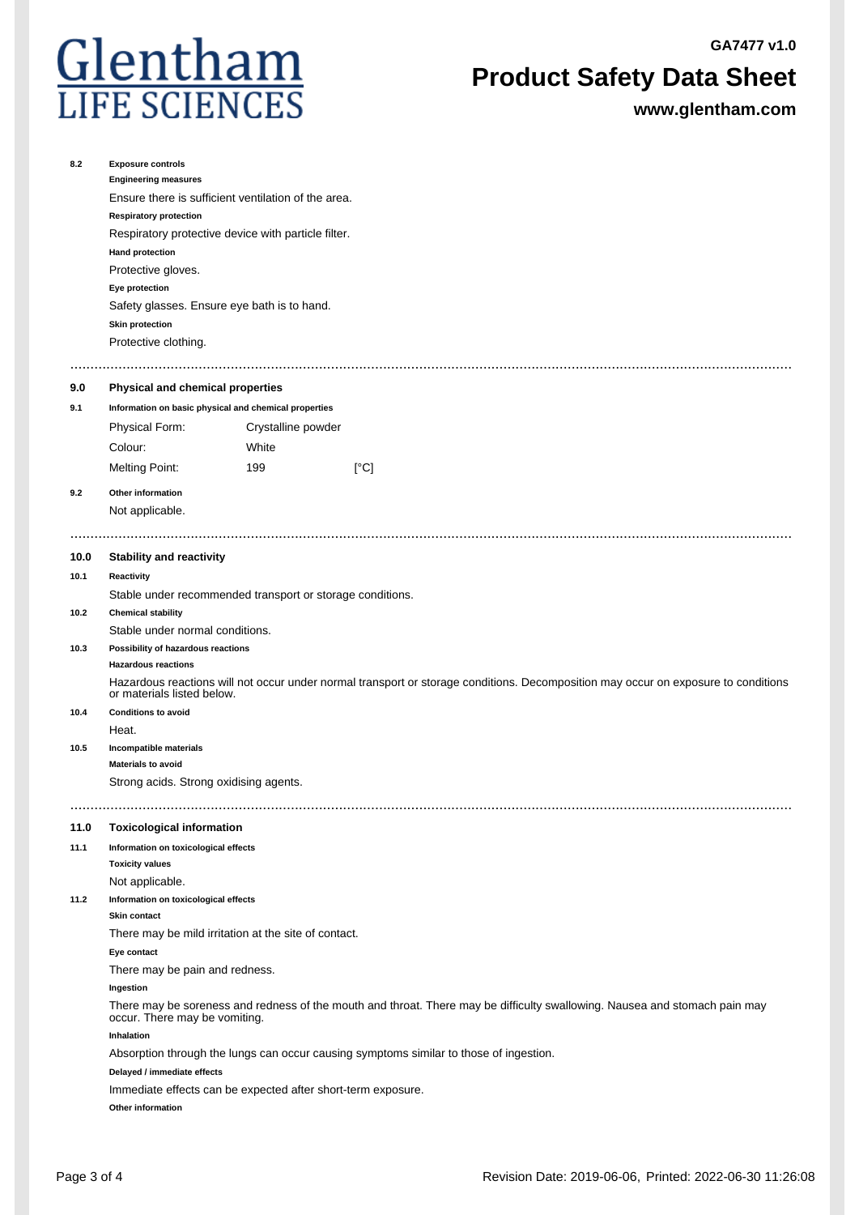**8.2 Exposure controls**

**Engineering measures**

Ensure there is sufficient ventilation of the area.

**Respiratory protection**

Respiratory protective device with particle filter.

**Hand protection**

Protective gloves.

**Eye protection**

Safety glasses. Ensure eye bath is to hand.

**Skin protection**

Protective clothing.

---

## 9.0 Physical and chemical properties

**9.1 Information on basic physical and chemical properties**

| | | |
|---|---|---|
| Physical Form: | Crystalline powder | |
| Colour: | White | |
| Melting Point: | 199 | [°C] |

**9.2 Other information**

Not applicable.

---

## 10.0 Stability and reactivity

**10.1 Reactivity**

Stable under recommended transport or storage conditions.

**10.2 Chemical stability**

Stable under normal conditions.

**10.3 Possibility of hazardous reactions**

**Hazardous reactions**

Hazardous reactions will not occur under normal transport or storage conditions. Decomposition may occur on exposure to conditions or materials listed below.

**10.4 Conditions to avoid**

Heat.

**10.5 Incompatible materials**

**Materials to avoid**

Strong acids. Strong oxidising agents.

---

## 11.0 Toxicological information

**11.1 Information on toxicological effects**

**Toxicity values**

Not applicable.

**11.2 Information on toxicological effects**

**Skin contact**

There may be mild irritation at the site of contact.

**Eye contact**

There may be pain and redness.

**Ingestion**

There may be soreness and redness of the mouth and throat. There may be difficulty swallowing. Nausea and stomach pain may occur. There may be vomiting.

**Inhalation**

Absorption through the lungs can occur causing symptoms similar to those of ingestion.

**Delayed / immediate effects**

Immediate effects can be expected after short-term exposure.

**Other information**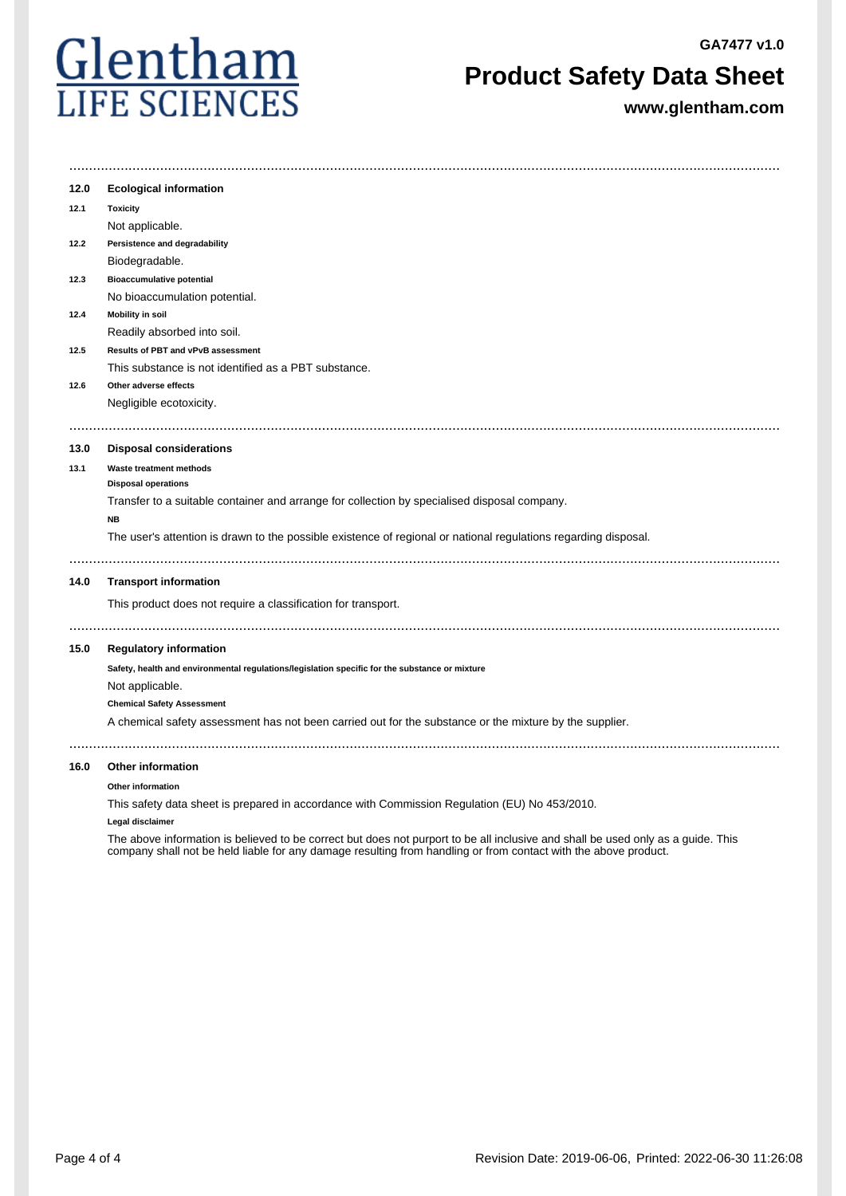## 12.0 Ecological information

**12.1 Toxicity**

Not applicable.

**12.2 Persistence and degradability**

Biodegradable.

**12.3 Bioaccumulative potential**

No bioaccumulation potential.

**12.4 Mobility in soil**

Readily absorbed into soil.

**12.5 Results of PBT and vPvB assessment**

This substance is not identified as a PBT substance.

**12.6 Other adverse effects**

Negligible ecotoxicity.

## 13.0 Disposal considerations

**13.1 Waste treatment methods**

**Disposal operations**

Transfer to a suitable container and arrange for collection by specialised disposal company.

**NB**

The user's attention is drawn to the possible existence of regional or national regulations regarding disposal.

## 14.0 Transport information

This product does not require a classification for transport.

## 15.0 Regulatory information

**Safety, health and environmental regulations/legislation specific for the substance or mixture**

Not applicable.

**Chemical Safety Assessment**

A chemical safety assessment has not been carried out for the substance or the mixture by the supplier.

## 16.0 Other information

**Other information**

This safety data sheet is prepared in accordance with Commission Regulation (EU) No 453/2010.

**Legal disclaimer**

The above information is believed to be correct but does not purport to be all inclusive and shall be used only as a guide. This company shall not be held liable for any damage resulting from handling or from contact with the above product.